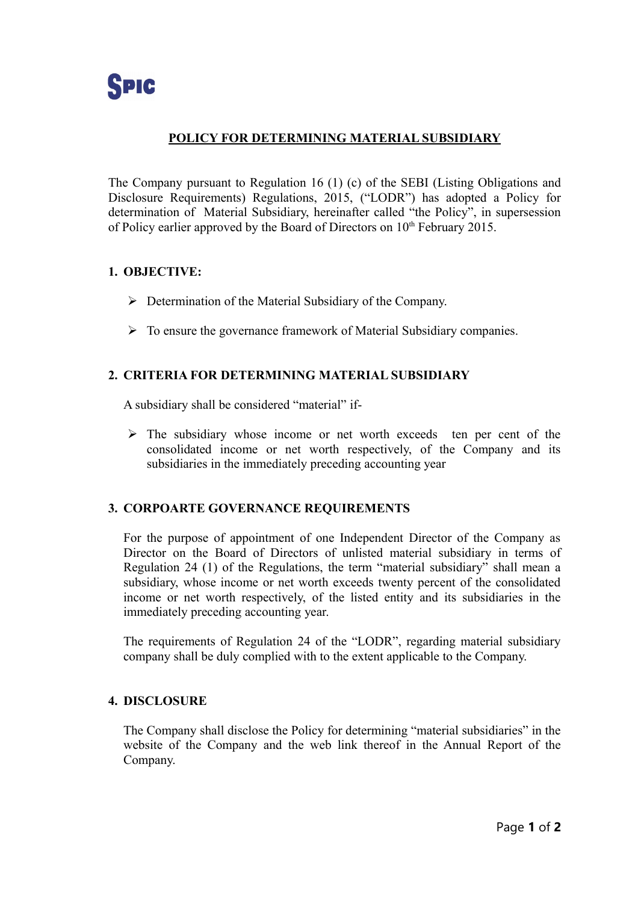SPIC

# POLICY FOR DETERMINING MATERIAL SUBSIDIARY

The Company pursuant to Regulation 16 (1) (c) of the SEBI (Listing Obligations and Disclosure Requirements) Regulations, 2015, ("LODR") has adopted a Policy for determination of Material Subsidiary, hereinafter called "the Policy", in supersession of Policy earlier approved by the Board of Directors on 10th February 2015.

## 1. OBJECTIVE:

- Determination of the Material Subsidiary of the Company.
- To ensure the governance framework of Material Subsidiary companies.

## 2. CRITERIA FOR DETERMINING MATERIAL SUBSIDIARY

A subsidiary shall be considered "material" if-

- The subsidiary whose income or net worth exceeds ten per cent of the consolidated income or net worth respectively, of the Company and its subsidiaries in the immediately preceding accounting year

## 3. CORPOARTE GOVERNANCE REQUIREMENTS

For the purpose of appointment of one Independent Director of the Company as Director on the Board of Directors of unlisted material subsidiary in terms of Regulation 24 (1) of the Regulations, the term "material subsidiary" shall mean a subsidiary, whose income or net worth exceeds twenty percent of the consolidated income or net worth respectively, of the listed entity and its subsidiaries in the immediately preceding accounting year.

The requirements of Regulation 24 of the "LODR", regarding material subsidiary company shall be duly complied with to the extent applicable to the Company.

## 4. DISCLOSURE

The Company shall disclose the Policy for determining "material subsidiaries" in the website of the Company and the web link thereof in the Annual Report of the Company.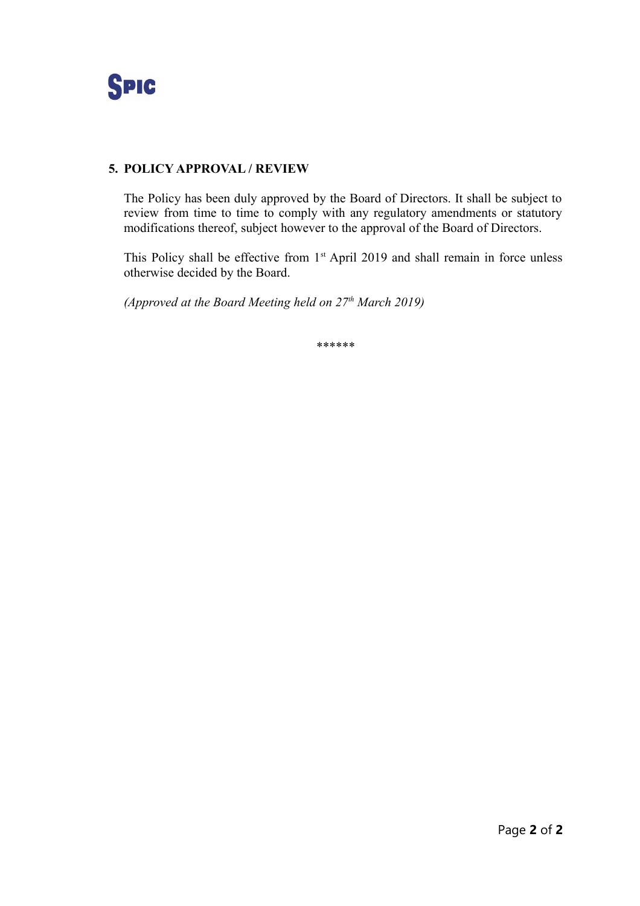## 5. POLICY APPROVAL / REVIEW

The Policy has been duly approved by the Board of Directors. It shall be subject to review from time to time to comply with any regulatory amendments or statutory modifications thereof, subject however to the approval of the Board of Directors.

This Policy shall be effective from 1st April 2019 and shall remain in force unless otherwise decided by the Board.

*(Approved at the Board Meeting held on 27th March 2019)*

******